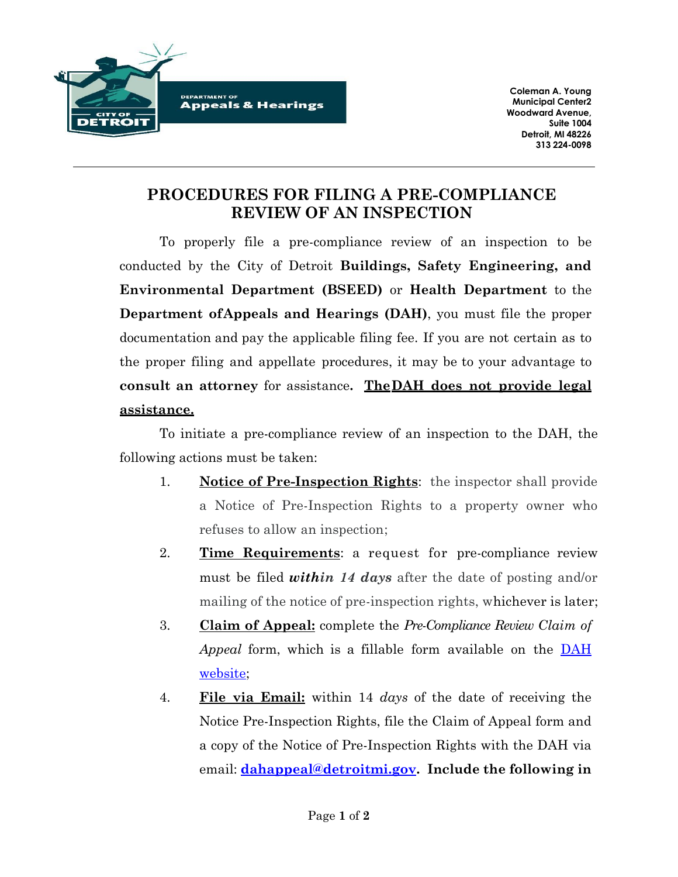DEPARTMENT OF
**Appeals & Hearings**

CITY OF DETROIT

**Coleman A. Young Municipal Center2 Woodward Avenue, Suite 1004**
**Detroit, MI 48226**
**313 224-0098**

# PROCEDURES FOR FILING A PRE-COMPLIANCE REVIEW OF AN INSPECTION

To properly file a pre-compliance review of an inspection to be conducted by the City of Detroit **Buildings, Safety Engineering, and Environmental Department (BSEED)** or **Health Department** to the **Department ofAppeals and Hearings (DAH)**, you must file the proper documentation and pay the applicable filing fee. If you are not certain as to the proper filing and appellate procedures, it may be to your advantage to **consult an attorney** for assistance**. <u>TheDAH does not provide legal assistance.</u>**

To initiate a pre-compliance review of an inspection to the DAH, the following actions must be taken:

1. **<u>Notice of Pre-Inspection Rights</u>**: the inspector shall provide a Notice of Pre-Inspection Rights to a property owner who refuses to allow an inspection;
2. **<u>Time Requirements</u>**: a request for pre-compliance review must be filed ***within 14 days*** after the date of posting and/or mailing of the notice of pre-inspection rights, whichever is later;
3. **<u>Claim of Appeal:</u>** complete the *Pre-Compliance Review Claim of Appeal* form, which is a fillable form available on the DAH website;
4. **<u>File via Email:</u>** within 14 *days* of the date of receiving the Notice Pre-Inspection Rights, file the Claim of Appeal form and a copy of the Notice of Pre-Inspection Rights with the DAH via email: **dahappeal@detroitmi.gov. Include the following in**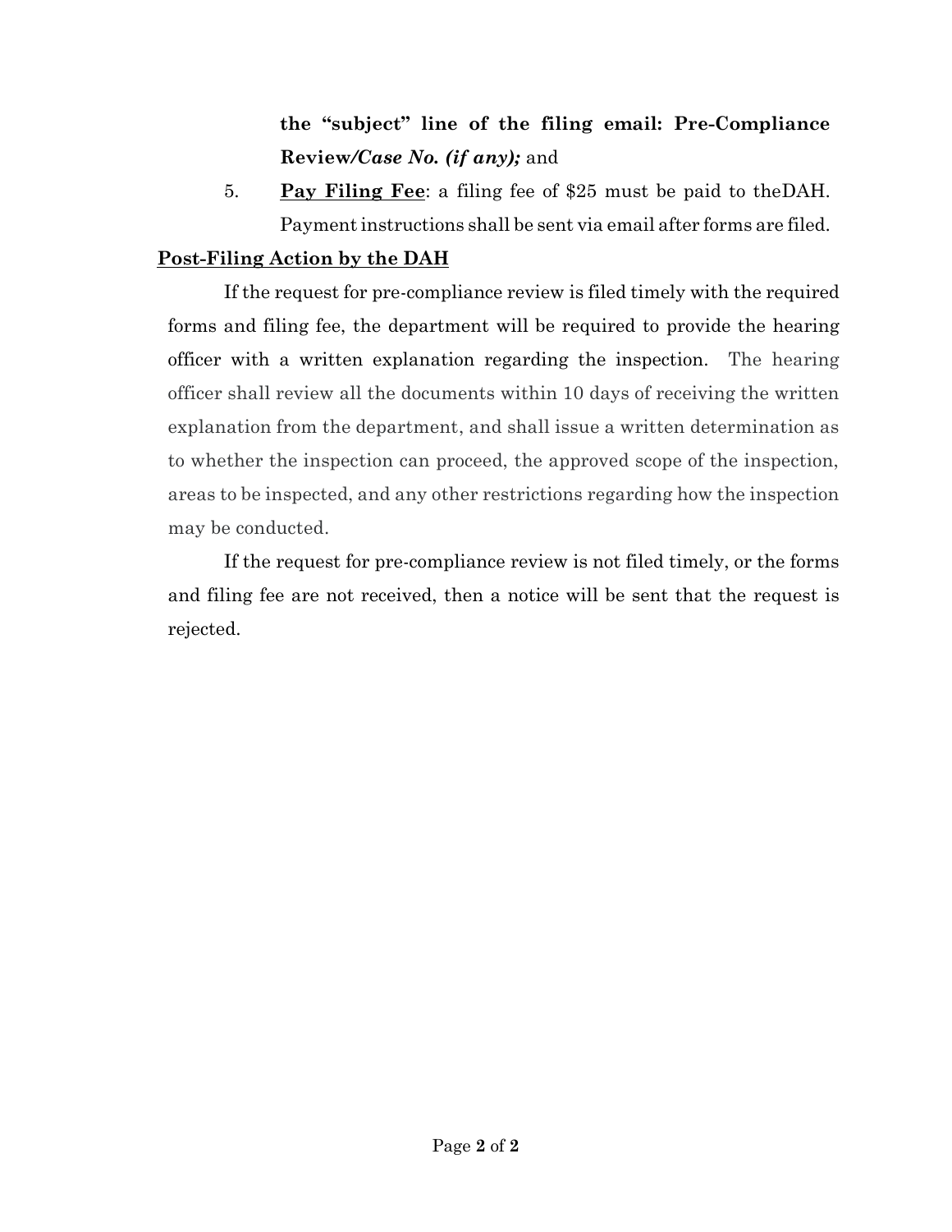**the "subject" line of the filing email: Pre-Compliance Review*/Case No. (if any);*** and

5. **<u>Pay Filing Fee</u>**: a filing fee of $25 must be paid to theDAH. Payment instructions shall be sent via email after forms are filed.

**<u>Post-Filing Action by the DAH</u>**

If the request for pre-compliance review is filed timely with the required forms and filing fee, the department will be required to provide the hearing officer with a written explanation regarding the inspection. The hearing officer shall review all the documents within 10 days of receiving the written explanation from the department, and shall issue a written determination as to whether the inspection can proceed, the approved scope of the inspection, areas to be inspected, and any other restrictions regarding how the inspection may be conducted.

If the request for pre-compliance review is not filed timely, or the forms and filing fee are not received, then a notice will be sent that the request is rejected.